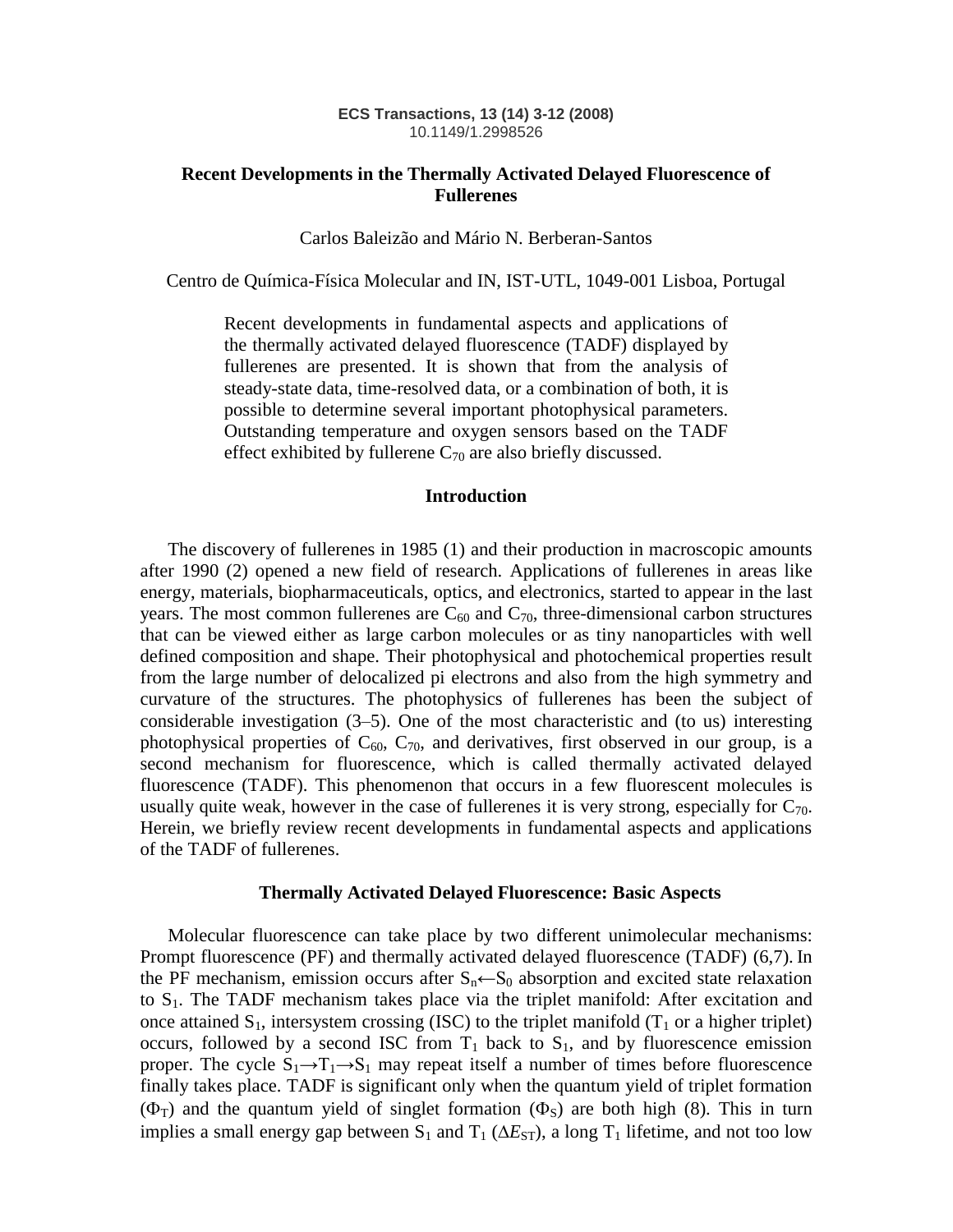# Recent Developments in the Thermally Activated Delayed Fluorescence of Fullerenes

Carlos Baleizão and Mário N. Berberan-Santos

Centro de Química-Física Molecular and IN, IST-UTL, 1049-001 Lisboa, Portugal

> Recent developments in fundamental aspects and applications of the thermally activated delayed fluorescence (TADF) displayed by fullerenes are presented. It is shown that from the analysis of steady-state data, time-resolved data, or a combination of both, it is possible to determine several important photophysical parameters. Outstanding temperature and oxygen sensors based on the TADF effect exhibited by fullerene $C_{70}$ are also briefly discussed.

## Introduction

The discovery of fullerenes in 1985 (1) and their production in macroscopic amounts after 1990 (2) opened a new field of research. Applications of fullerenes in areas like energy, materials, biopharmaceuticals, optics, and electronics, started to appear in the last years. The most common fullerenes are $C_{60}$ and $C_{70}$, three-dimensional carbon structures that can be viewed either as large carbon molecules or as tiny nanoparticles with well defined composition and shape. Their photophysical and photochemical properties result from the large number of delocalized pi electrons and also from the high symmetry and curvature of the structures. The photophysics of fullerenes has been the subject of considerable investigation (3–5). One of the most characteristic and (to us) interesting photophysical properties of $C_{60}$, $C_{70}$, and derivatives, first observed in our group, is a second mechanism for fluorescence, which is called thermally activated delayed fluorescence (TADF). This phenomenon that occurs in a few fluorescent molecules is usually quite weak, however in the case of fullerenes it is very strong, especially for $C_{70}$. Herein, we briefly review recent developments in fundamental aspects and applications of the TADF of fullerenes.

## Thermally Activated Delayed Fluorescence: Basic Aspects

Molecular fluorescence can take place by two different unimolecular mechanisms: Prompt fluorescence (PF) and thermally activated delayed fluorescence (TADF) (6,7). In the PF mechanism, emission occurs after $S_n \leftarrow S_0$ absorption and excited state relaxation to $S_1$. The TADF mechanism takes place via the triplet manifold: After excitation and once attained $S_1$, intersystem crossing (ISC) to the triplet manifold ($T_1$ or a higher triplet) occurs, followed by a second ISC from $T_1$ back to $S_1$, and by fluorescence emission proper. The cycle $S_1 \rightarrow T_1 \rightarrow S_1$ may repeat itself a number of times before fluorescence finally takes place. TADF is significant only when the quantum yield of triplet formation ($\Phi_T$) and the quantum yield of singlet formation ($\Phi_S$) are both high (8). This in turn implies a small energy gap between $S_1$ and $T_1$ ($\Delta E_{ST}$), a long $T_1$ lifetime, and not too low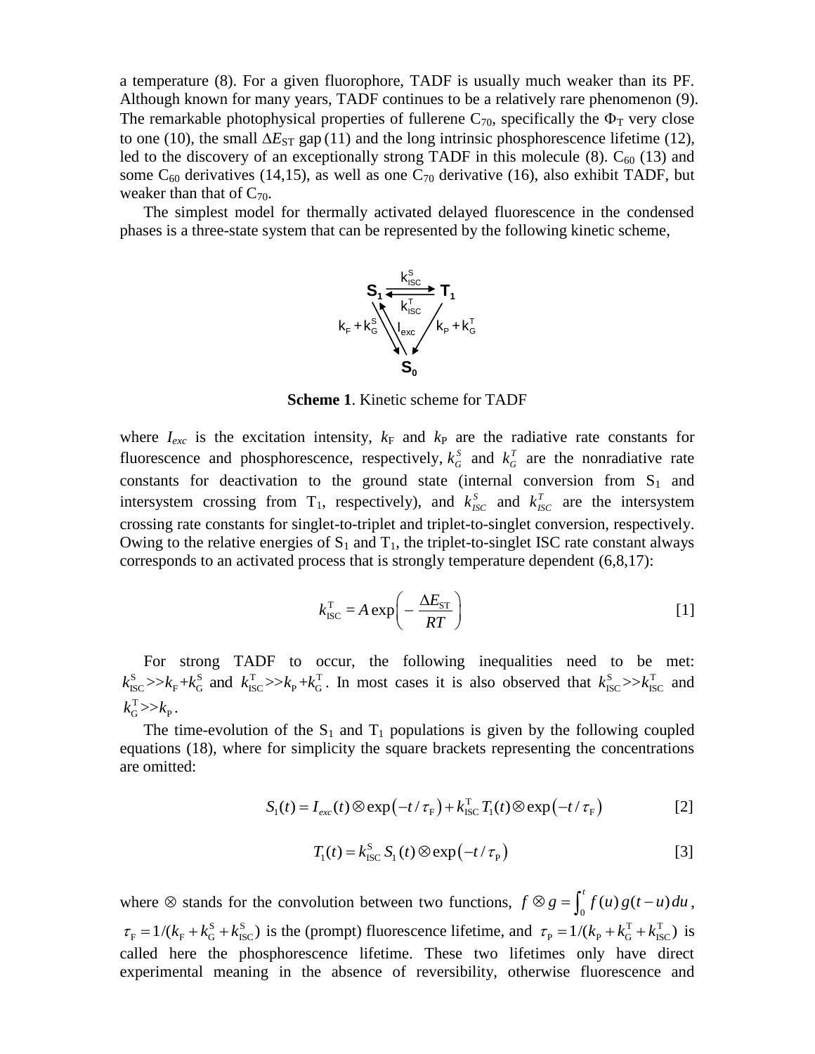a temperature (8). For a given fluorophore, TADF is usually much weaker than its PF. Although known for many years, TADF continues to be a relatively rare phenomenon (9). The remarkable photophysical properties of fullerene $C_{70}$, specifically the $\Phi_T$ very close to one (10), the small $\Delta E_{ST}$ gap (11) and the long intrinsic phosphorescence lifetime (12), led to the discovery of an exceptionally strong TADF in this molecule (8). $C_{60}$ (13) and some $C_{60}$ derivatives (14,15), as well as one $C_{70}$ derivative (16), also exhibit TADF, but weaker than that of $C_{70}$.

The simplest model for thermally activated delayed fluorescence in the condensed phases is a three-state system that can be represented by the following kinetic scheme,

$$
S_1 \underset{k_{ISC}^{T}}{\overset{k_{ISC}^{S}}{\rightleftarrows}} T_1, \qquad S_0 \xrightarrow{I_{exc}} S_1, \qquad S_1 \xrightarrow{k_F + k_G^S} S_0, \qquad T_1 \xrightarrow{k_P + k_G^T} S_0
$$

**Scheme 1**. Kinetic scheme for TADF

where $I_{exc}$ is the excitation intensity, $k_F$ and $k_P$ are the radiative rate constants for fluorescence and phosphorescence, respectively, $k_G^S$ and $k_G^T$ are the nonradiative rate constants for deactivation to the ground state (internal conversion from $S_1$ and intersystem crossing from $T_1$, respectively), and $k_{ISC}^S$ and $k_{ISC}^T$ are the intersystem crossing rate constants for singlet-to-triplet and triplet-to-singlet conversion, respectively. Owing to the relative energies of $S_1$ and $T_1$, the triplet-to-singlet ISC rate constant always corresponds to an activated process that is strongly temperature dependent (6,8,17):

$$
k_{ISC}^{T} = A \exp\left( -\frac{\Delta E_{ST}}{RT} \right) \qquad [1]
$$

For strong TADF to occur, the following inequalities need to be met: $k_{ISC}^{S} >> k_F + k_G^S$ and $k_{ISC}^{T} >> k_P + k_G^T$. In most cases it is also observed that $k_{ISC}^{S} >> k_{ISC}^{T}$ and $k_G^T >> k_P$.

The time-evolution of the $S_1$ and $T_1$ populations is given by the following coupled equations (18), where for simplicity the square brackets representing the concentrations are omitted:

$$
S_1(t) = I_{exc}(t) \otimes \exp\left(-t/\tau_F\right) + k_{ISC}^{T}\, T_1(t) \otimes \exp\left(-t/\tau_F\right) \qquad [2]
$$

$$
T_1(t) = k_{ISC}^{S}\, S_1(t) \otimes \exp\left(-t/\tau_P\right) \qquad [3]
$$

where $\otimes$ stands for the convolution between two functions, $f \otimes g = \int_0^t f(u)\, g(t-u)\, du$, $\tau_F = 1/(k_F + k_G^S + k_{ISC}^S)$ is the (prompt) fluorescence lifetime, and $\tau_P = 1/(k_P + k_G^T + k_{ISC}^T)$ is called here the phosphorescence lifetime. These two lifetimes only have direct experimental meaning in the absence of reversibility, otherwise fluorescence and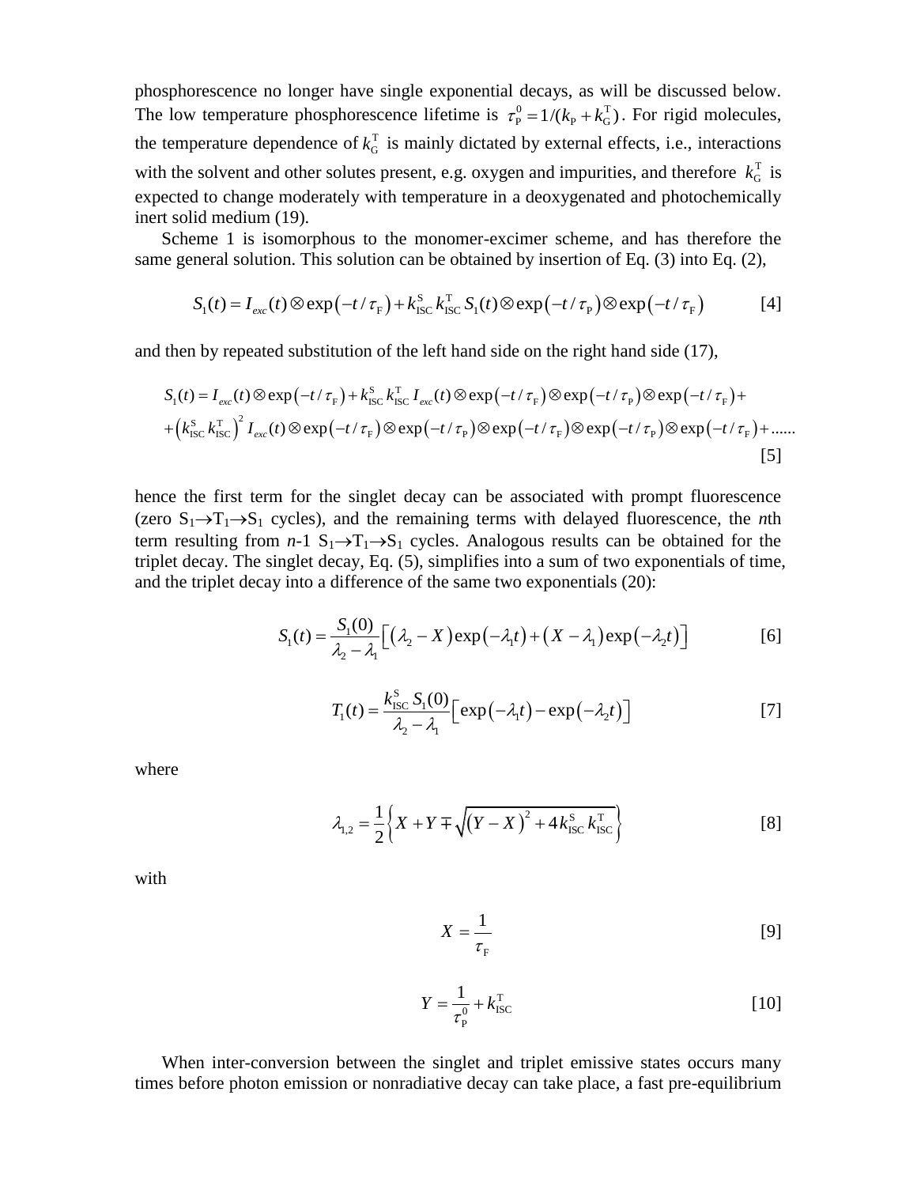phosphorescence no longer have single exponential decays, as will be discussed below. The low temperature phosphorescence lifetime is $\tau_{\mathrm{P}}^{0} = 1/(k_{\mathrm{P}} + k_{\mathrm{G}}^{\mathrm{T}})$. For rigid molecules, the temperature dependence of $k_{\mathrm{G}}^{\mathrm{T}}$ is mainly dictated by external effects, i.e., interactions with the solvent and other solutes present, e.g. oxygen and impurities, and therefore $k_{\mathrm{G}}^{\mathrm{T}}$ is expected to change moderately with temperature in a deoxygenated and photochemically inert solid medium (19).

Scheme 1 is isomorphous to the monomer-excimer scheme, and has therefore the same general solution. This solution can be obtained by insertion of Eq. (3) into Eq. (2),

$$S_1(t) = I_{exc}(t) \otimes \exp\left(-t/\tau_{\mathrm{F}}\right) + k_{\mathrm{ISC}}^{\mathrm{S}}\, k_{\mathrm{ISC}}^{\mathrm{T}}\, S_1(t) \otimes \exp\left(-t/\tau_{\mathrm{P}}\right) \otimes \exp\left(-t/\tau_{\mathrm{F}}\right) \qquad [4]$$

and then by repeated substitution of the left hand side on the right hand side (17),

$$\begin{aligned} S_1(t) &= I_{exc}(t) \otimes \exp\left(-t/\tau_{\mathrm{F}}\right) + k_{\mathrm{ISC}}^{\mathrm{S}}\, k_{\mathrm{ISC}}^{\mathrm{T}}\, I_{exc}(t) \otimes \exp\left(-t/\tau_{\mathrm{F}}\right) \otimes \exp\left(-t/\tau_{\mathrm{P}}\right) \otimes \exp\left(-t/\tau_{\mathrm{F}}\right) + \\ &+ \left(k_{\mathrm{ISC}}^{\mathrm{S}}\, k_{\mathrm{ISC}}^{\mathrm{T}}\right)^2 I_{exc}(t) \otimes \exp\left(-t/\tau_{\mathrm{F}}\right) \otimes \exp\left(-t/\tau_{\mathrm{P}}\right) \otimes \exp\left(-t/\tau_{\mathrm{F}}\right) \otimes \exp\left(-t/\tau_{\mathrm{P}}\right) \otimes \exp\left(-t/\tau_{\mathrm{F}}\right) + \ldots\ldots \end{aligned} \qquad [5]$$

hence the first term for the singlet decay can be associated with prompt fluorescence (zero $S_1 \rightarrow T_1 \rightarrow S_1$ cycles), and the remaining terms with delayed fluorescence, the *n*th term resulting from *n*-1 $S_1 \rightarrow T_1 \rightarrow S_1$ cycles. Analogous results can be obtained for the triplet decay. The singlet decay, Eq. (5), simplifies into a sum of two exponentials of time, and the triplet decay into a difference of the same two exponentials (20):

$$S_1(t) = \frac{S_1(0)}{\lambda_2 - \lambda_1}\left[\left(\lambda_2 - X\right)\exp\left(-\lambda_1 t\right) + \left(X - \lambda_1\right)\exp\left(-\lambda_2 t\right)\right] \qquad [6]$$

$$T_1(t) = \frac{k_{\mathrm{ISC}}^{\mathrm{S}}\, S_1(0)}{\lambda_2 - \lambda_1}\left[\exp\left(-\lambda_1 t\right) - \exp\left(-\lambda_2 t\right)\right] \qquad [7]$$

where

$$\lambda_{1,2} = \frac{1}{2}\left\{X + Y \mp \sqrt{\left(Y - X\right)^2 + 4 k_{\mathrm{ISC}}^{\mathrm{S}}\, k_{\mathrm{ISC}}^{\mathrm{T}}}\right\} \qquad [8]$$

with

$$X = \frac{1}{\tau_{\mathrm{F}}} \qquad [9]$$

$$Y = \frac{1}{\tau_{\mathrm{P}}^{0}} + k_{\mathrm{ISC}}^{\mathrm{T}} \qquad [10]$$

When inter-conversion between the singlet and triplet emissive states occurs many times before photon emission or nonradiative decay can take place, a fast pre-equilibrium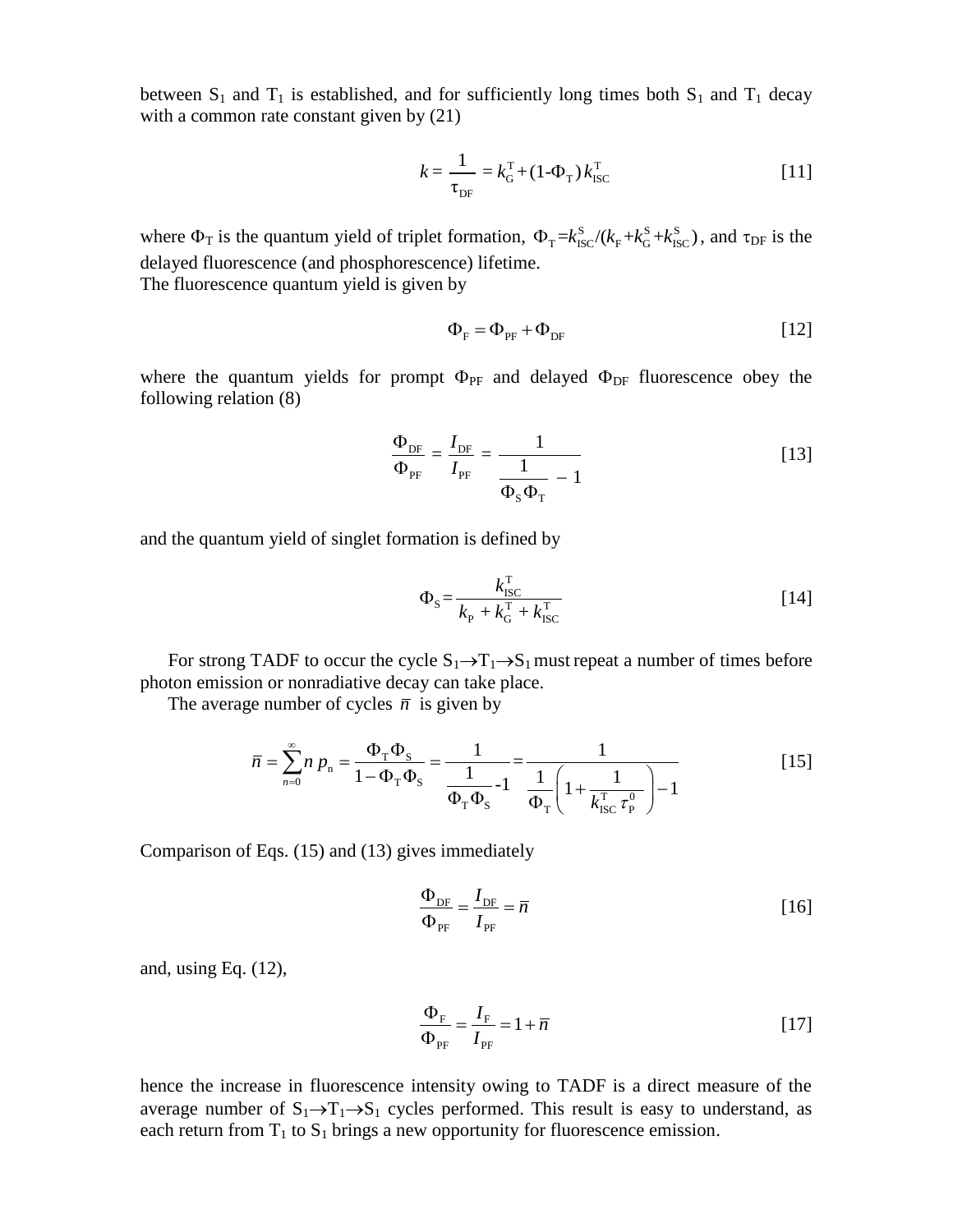between $S_1$ and $T_1$ is established, and for sufficiently long times both $S_1$ and $T_1$ decay with a common rate constant given by (21)

$$k = \frac{1}{\tau_{DF}} = k_G^T + (1\text{-}\Phi_T)\, k_{ISC}^T \qquad [11]$$

where $\Phi_T$ is the quantum yield of triplet formation, $\Phi_T = k_{ISC}^S/(k_F + k_G^S + k_{ISC}^S)$, and $\tau_{DF}$ is the delayed fluorescence (and phosphorescence) lifetime.
The fluorescence quantum yield is given by

$$\Phi_F = \Phi_{PF} + \Phi_{DF} \qquad [12]$$

where the quantum yields for prompt $\Phi_{PF}$ and delayed $\Phi_{DF}$ fluorescence obey the following relation (8)

$$\frac{\Phi_{DF}}{\Phi_{PF}} = \frac{I_{DF}}{I_{PF}} = \frac{1}{\dfrac{1}{\Phi_S \Phi_T} - 1} \qquad [13]$$

and the quantum yield of singlet formation is defined by

$$\Phi_S = \frac{k_{ISC}^T}{k_P + k_G^T + k_{ISC}^T} \qquad [14]$$

For strong TADF to occur the cycle $S_1 \rightarrow T_1 \rightarrow S_1$ must repeat a number of times before photon emission or nonradiative decay can take place.

The average number of cycles $\bar{n}$ is given by

$$\bar{n} = \sum_{n=0}^{\infty} n\, p_n = \frac{\Phi_T \Phi_S}{1 - \Phi_T \Phi_S} = \frac{1}{\dfrac{1}{\Phi_T \Phi_S} - 1} = \frac{1}{\dfrac{1}{\Phi_T}\left(1 + \dfrac{1}{k_{ISC}^T\, \tau_P^0}\right) - 1} \qquad [15]$$

Comparison of Eqs. (15) and (13) gives immediately

$$\frac{\Phi_{DF}}{\Phi_{PF}} = \frac{I_{DF}}{I_{PF}} = \bar{n} \qquad [16]$$

and, using Eq. (12),

$$\frac{\Phi_F}{\Phi_{PF}} = \frac{I_F}{I_{PF}} = 1 + \bar{n} \qquad [17]$$

hence the increase in fluorescence intensity owing to TADF is a direct measure of the average number of $S_1 \rightarrow T_1 \rightarrow S_1$ cycles performed. This result is easy to understand, as each return from $T_1$ to $S_1$ brings a new opportunity for fluorescence emission.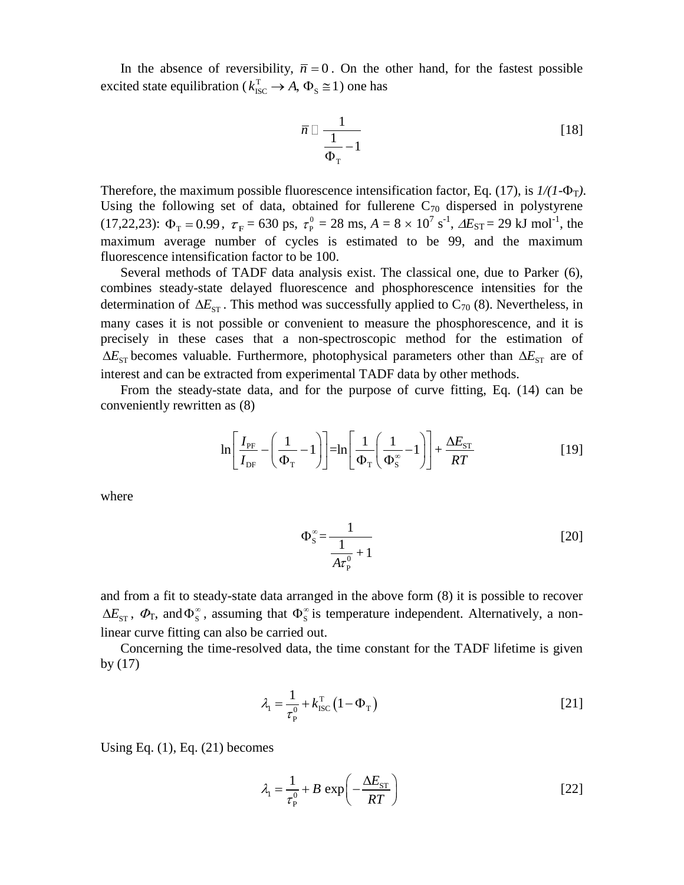In the absence of reversibility, $\bar{n}=0$. On the other hand, for the fastest possible excited state equilibration ($k_{\mathrm{ISC}}^{\mathrm{T}} \rightarrow A$, $\Phi_{\mathrm{S}} \cong 1$) one has

$$\bar{n} \approx \frac{1}{\frac{1}{\Phi_{\mathrm{T}}}-1} \qquad [18]$$

Therefore, the maximum possible fluorescence intensification factor, Eq. (17), is $1/(1-\Phi_{\mathrm{T}})$. Using the following set of data, obtained for fullerene $C_{70}$ dispersed in polystyrene (17,22,23): $\Phi_{\mathrm{T}}=0.99$, $\tau_{\mathrm{F}}$ = 630 ps, $\tau_{\mathrm{P}}^{0}$ = 28 ms, $A = 8 \times 10^{7}$ s$^{-1}$, $\Delta E_{\mathrm{ST}}$ = 29 kJ mol$^{-1}$, the maximum average number of cycles is estimated to be 99, and the maximum fluorescence intensification factor to be 100.

Several methods of TADF data analysis exist. The classical one, due to Parker (6), combines steady-state delayed fluorescence and phosphorescence intensities for the determination of $\Delta E_{\mathrm{ST}}$. This method was successfully applied to $C_{70}$ (8). Nevertheless, in many cases it is not possible or convenient to measure the phosphorescence, and it is precisely in these cases that a non-spectroscopic method for the estimation of $\Delta E_{\mathrm{ST}}$ becomes valuable. Furthermore, photophysical parameters other than $\Delta E_{\mathrm{ST}}$ are of interest and can be extracted from experimental TADF data by other methods.

From the steady-state data, and for the purpose of curve fitting, Eq. (14) can be conveniently rewritten as (8)

$$\ln\left[\frac{I_{\mathrm{PF}}}{I_{\mathrm{DF}}}-\left(\frac{1}{\Phi_{\mathrm{T}}}-1\right)\right]=\ln\left[\frac{1}{\Phi_{\mathrm{T}}}\left(\frac{1}{\Phi_{\mathrm{S}}^{\infty}}-1\right)\right]+\frac{\Delta E_{\mathrm{ST}}}{RT} \qquad [19]$$

where

$$\Phi_{\mathrm{S}}^{\infty}=\frac{1}{\frac{1}{A\tau_{\mathrm{P}}^{0}}+1} \qquad [20]$$

and from a fit to steady-state data arranged in the above form (8) it is possible to recover $\Delta E_{\mathrm{ST}}$, $\Phi_{\mathrm{T}}$, and $\Phi_{\mathrm{S}}^{\infty}$, assuming that $\Phi_{\mathrm{S}}^{\infty}$ is temperature independent. Alternatively, a non-linear curve fitting can also be carried out.

Concerning the time-resolved data, the time constant for the TADF lifetime is given by (17)

$$\lambda_{1}=\frac{1}{\tau_{\mathrm{P}}^{0}}+k_{\mathrm{ISC}}^{\mathrm{T}}\left(1-\Phi_{\mathrm{T}}\right) \qquad [21]$$

Using Eq. (1), Eq. (21) becomes

$$\lambda_{1}=\frac{1}{\tau_{\mathrm{P}}^{0}}+B\exp\left(-\frac{\Delta E_{\mathrm{ST}}}{RT}\right) \qquad [22]$$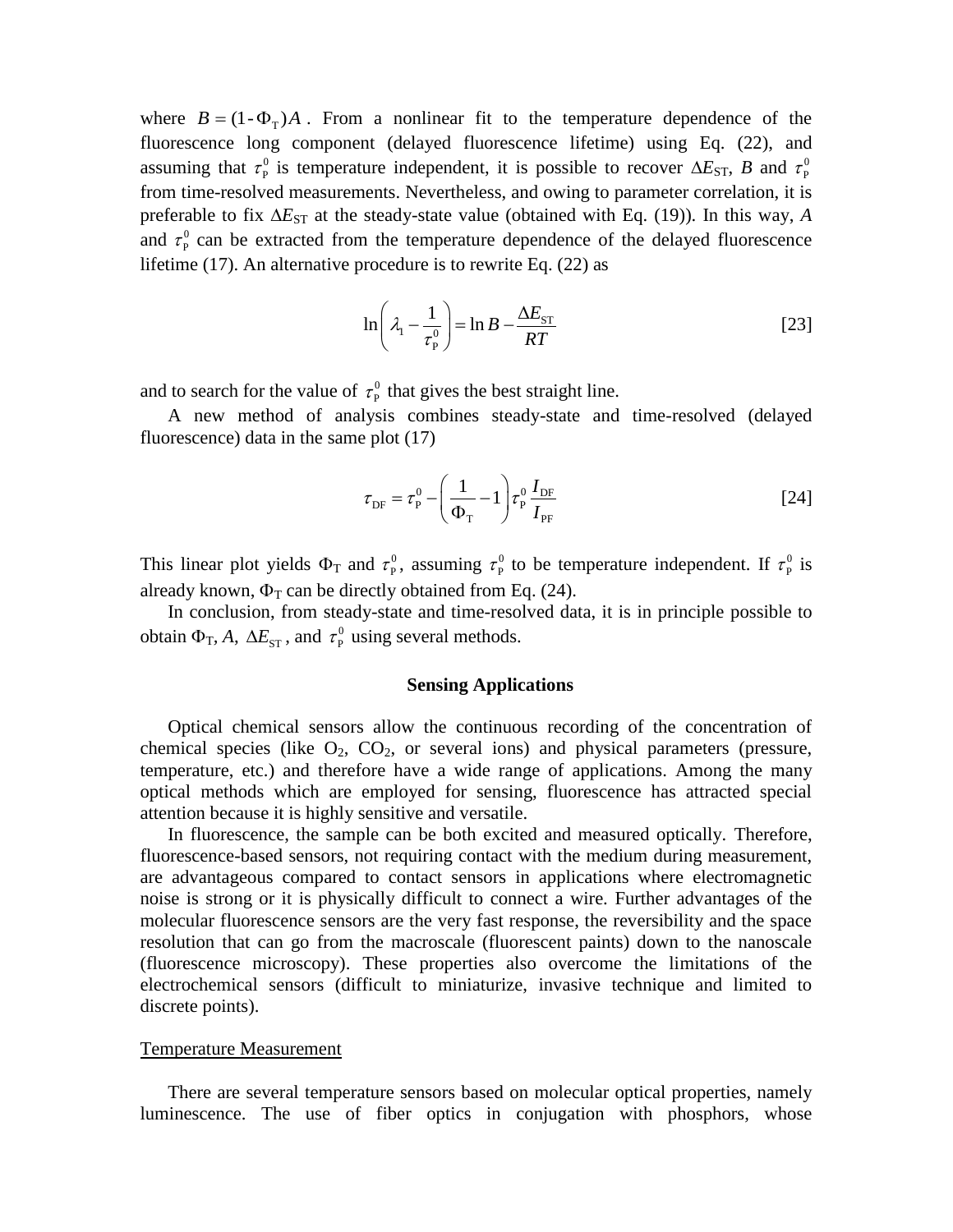where $B = (1 - \Phi_T)A$. From a nonlinear fit to the temperature dependence of the fluorescence long component (delayed fluorescence lifetime) using Eq. (22), and assuming that $\tau_P^0$ is temperature independent, it is possible to recover $\Delta E_{ST}$, $B$ and $\tau_P^0$ from time-resolved measurements. Nevertheless, and owing to parameter correlation, it is preferable to fix $\Delta E_{ST}$ at the steady-state value (obtained with Eq. (19)). In this way, $A$ and $\tau_P^0$ can be extracted from the temperature dependence of the delayed fluorescence lifetime (17). An alternative procedure is to rewrite Eq. (22) as

$$\ln\left(\lambda_1 - \frac{1}{\tau_P^0}\right) = \ln B - \frac{\Delta E_{ST}}{RT} \qquad [23]$$

and to search for the value of $\tau_P^0$ that gives the best straight line.

A new method of analysis combines steady-state and time-resolved (delayed fluorescence) data in the same plot (17)

$$\tau_{DF} = \tau_P^0 - \left(\frac{1}{\Phi_T} - 1\right)\tau_P^0 \frac{I_{DF}}{I_{PF}} \qquad [24]$$

This linear plot yields $\Phi_T$ and $\tau_P^0$, assuming $\tau_P^0$ to be temperature independent. If $\tau_P^0$ is already known, $\Phi_T$ can be directly obtained from Eq. (24).

In conclusion, from steady-state and time-resolved data, it is in principle possible to obtain $\Phi_T$, $A$, $\Delta E_{ST}$, and $\tau_P^0$ using several methods.

## Sensing Applications

Optical chemical sensors allow the continuous recording of the concentration of chemical species (like $O_2$, $CO_2$, or several ions) and physical parameters (pressure, temperature, etc.) and therefore have a wide range of applications. Among the many optical methods which are employed for sensing, fluorescence has attracted special attention because it is highly sensitive and versatile.

In fluorescence, the sample can be both excited and measured optically. Therefore, fluorescence-based sensors, not requiring contact with the medium during measurement, are advantageous compared to contact sensors in applications where electromagnetic noise is strong or it is physically difficult to connect a wire. Further advantages of the molecular fluorescence sensors are the very fast response, the reversibility and the space resolution that can go from the macroscale (fluorescent paints) down to the nanoscale (fluorescence microscopy). These properties also overcome the limitations of the electrochemical sensors (difficult to miniaturize, invasive technique and limited to discrete points).

### Temperature Measurement

There are several temperature sensors based on molecular optical properties, namely luminescence. The use of fiber optics in conjugation with phosphors, whose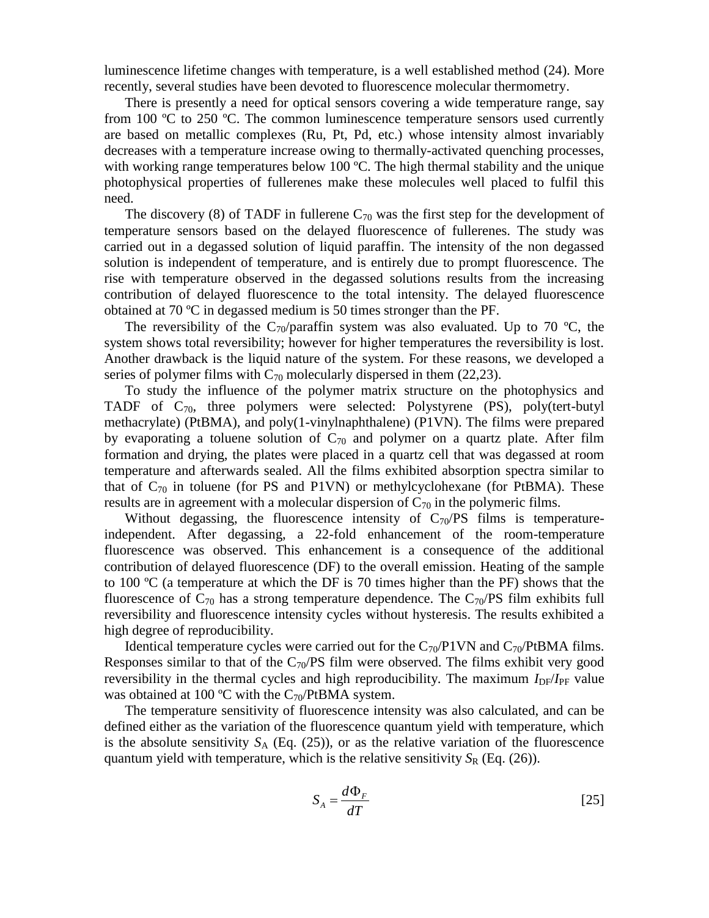luminescence lifetime changes with temperature, is a well established method (24). More recently, several studies have been devoted to fluorescence molecular thermometry.

There is presently a need for optical sensors covering a wide temperature range, say from 100 ºC to 250 ºC. The common luminescence temperature sensors used currently are based on metallic complexes (Ru, Pt, Pd, etc.) whose intensity almost invariably decreases with a temperature increase owing to thermally-activated quenching processes, with working range temperatures below 100 ºC. The high thermal stability and the unique photophysical properties of fullerenes make these molecules well placed to fulfil this need.

The discovery (8) of TADF in fullerene $C_{70}$ was the first step for the development of temperature sensors based on the delayed fluorescence of fullerenes. The study was carried out in a degassed solution of liquid paraffin. The intensity of the non degassed solution is independent of temperature, and is entirely due to prompt fluorescence. The rise with temperature observed in the degassed solutions results from the increasing contribution of delayed fluorescence to the total intensity. The delayed fluorescence obtained at 70 ºC in degassed medium is 50 times stronger than the PF.

The reversibility of the $C_{70}$/paraffin system was also evaluated. Up to 70 ºC, the system shows total reversibility; however for higher temperatures the reversibility is lost. Another drawback is the liquid nature of the system. For these reasons, we developed a series of polymer films with $C_{70}$ molecularly dispersed in them (22,23).

To study the influence of the polymer matrix structure on the photophysics and TADF of $C_{70}$, three polymers were selected: Polystyrene (PS), poly(tert-butyl methacrylate) (PtBMA), and poly(1-vinylnaphthalene) (P1VN). The films were prepared by evaporating a toluene solution of $C_{70}$ and polymer on a quartz plate. After film formation and drying, the plates were placed in a quartz cell that was degassed at room temperature and afterwards sealed. All the films exhibited absorption spectra similar to that of $C_{70}$ in toluene (for PS and P1VN) or methylcyclohexane (for PtBMA). These results are in agreement with a molecular dispersion of $C_{70}$ in the polymeric films.

Without degassing, the fluorescence intensity of $C_{70}$/PS films is temperature-independent. After degassing, a 22-fold enhancement of the room-temperature fluorescence was observed. This enhancement is a consequence of the additional contribution of delayed fluorescence (DF) to the overall emission. Heating of the sample to 100 ºC (a temperature at which the DF is 70 times higher than the PF) shows that the fluorescence of $C_{70}$ has a strong temperature dependence. The $C_{70}$/PS film exhibits full reversibility and fluorescence intensity cycles without hysteresis. The results exhibited a high degree of reproducibility.

Identical temperature cycles were carried out for the $C_{70}$/P1VN and $C_{70}$/PtBMA films. Responses similar to that of the $C_{70}$/PS film were observed. The films exhibit very good reversibility in the thermal cycles and high reproducibility. The maximum $I_{DF}/I_{PF}$ value was obtained at 100 ºC with the $C_{70}$/PtBMA system.

The temperature sensitivity of fluorescence intensity was also calculated, and can be defined either as the variation of the fluorescence quantum yield with temperature, which is the absolute sensitivity $S_A$ (Eq. (25)), or as the relative variation of the fluorescence quantum yield with temperature, which is the relative sensitivity $S_R$ (Eq. (26)).

$$S_A = \frac{d\Phi_F}{dT} \qquad [25]$$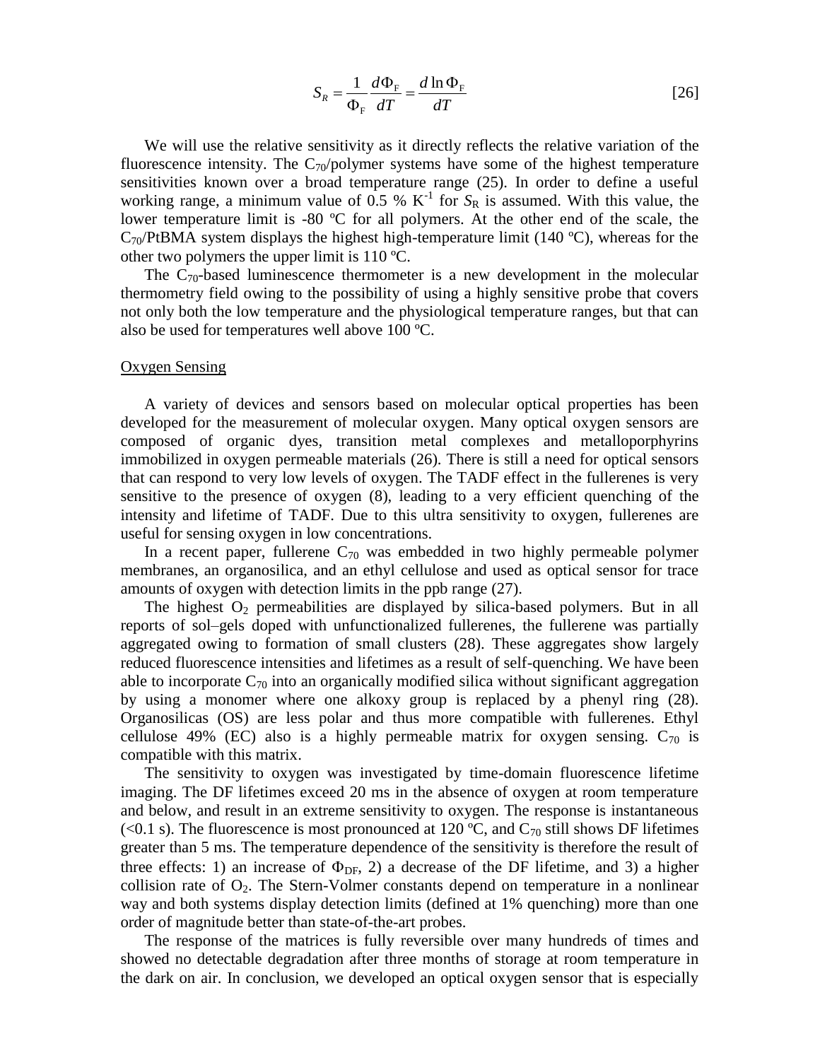$$S_R = \frac{1}{\Phi_F}\frac{d\Phi_F}{dT} = \frac{d\ln\Phi_F}{dT} \qquad [26]$$

We will use the relative sensitivity as it directly reflects the relative variation of the fluorescence intensity. The $C_{70}$/polymer systems have some of the highest temperature sensitivities known over a broad temperature range (25). In order to define a useful working range, a minimum value of 0.5 % $K^{-1}$ for $S_R$ is assumed. With this value, the lower temperature limit is -80 ºC for all polymers. At the other end of the scale, the $C_{70}$/PtBMA system displays the highest high-temperature limit (140 ºC), whereas for the other two polymers the upper limit is 110 ºC.

The $C_{70}$-based luminescence thermometer is a new development in the molecular thermometry field owing to the possibility of using a highly sensitive probe that covers not only both the low temperature and the physiological temperature ranges, but that can also be used for temperatures well above 100 ºC.

## Oxygen Sensing

A variety of devices and sensors based on molecular optical properties has been developed for the measurement of molecular oxygen. Many optical oxygen sensors are composed of organic dyes, transition metal complexes and metalloporphyrins immobilized in oxygen permeable materials (26). There is still a need for optical sensors that can respond to very low levels of oxygen. The TADF effect in the fullerenes is very sensitive to the presence of oxygen (8), leading to a very efficient quenching of the intensity and lifetime of TADF. Due to this ultra sensitivity to oxygen, fullerenes are useful for sensing oxygen in low concentrations.

In a recent paper, fullerene $C_{70}$ was embedded in two highly permeable polymer membranes, an organosilica, and an ethyl cellulose and used as optical sensor for trace amounts of oxygen with detection limits in the ppb range (27).

The highest $O_2$ permeabilities are displayed by silica-based polymers. But in all reports of sol–gels doped with unfunctionalized fullerenes, the fullerene was partially aggregated owing to formation of small clusters (28). These aggregates show largely reduced fluorescence intensities and lifetimes as a result of self-quenching. We have been able to incorporate $C_{70}$ into an organically modified silica without significant aggregation by using a monomer where one alkoxy group is replaced by a phenyl ring (28). Organosilicas (OS) are less polar and thus more compatible with fullerenes. Ethyl cellulose 49% (EC) also is a highly permeable matrix for oxygen sensing. $C_{70}$ is compatible with this matrix.

The sensitivity to oxygen was investigated by time-domain fluorescence lifetime imaging. The DF lifetimes exceed 20 ms in the absence of oxygen at room temperature and below, and result in an extreme sensitivity to oxygen. The response is instantaneous (<0.1 s). The fluorescence is most pronounced at 120 ºC, and $C_{70}$ still shows DF lifetimes greater than 5 ms. The temperature dependence of the sensitivity is therefore the result of three effects: 1) an increase of $\Phi_{DF}$, 2) a decrease of the DF lifetime, and 3) a higher collision rate of $O_2$. The Stern-Volmer constants depend on temperature in a nonlinear way and both systems display detection limits (defined at 1% quenching) more than one order of magnitude better than state-of-the-art probes.

The response of the matrices is fully reversible over many hundreds of times and showed no detectable degradation after three months of storage at room temperature in the dark on air. In conclusion, we developed an optical oxygen sensor that is especially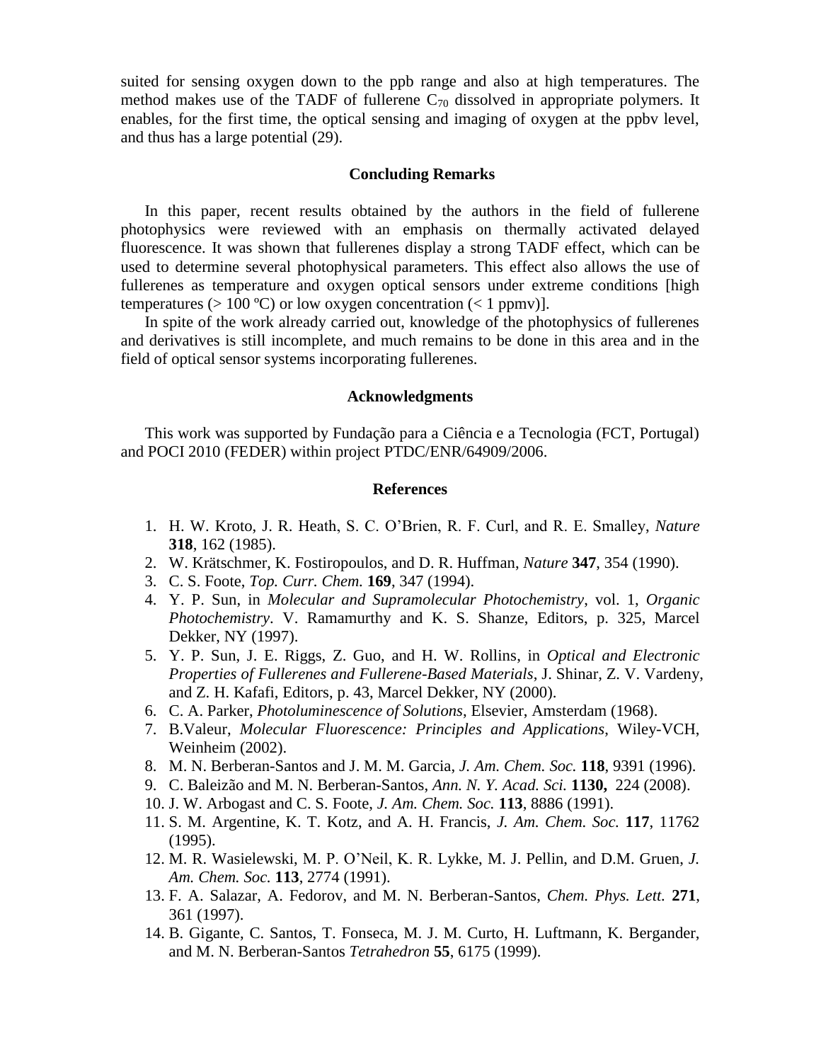suited for sensing oxygen down to the ppb range and also at high temperatures. The method makes use of the TADF of fullerene $C_{70}$ dissolved in appropriate polymers. It enables, for the first time, the optical sensing and imaging of oxygen at the ppbv level, and thus has a large potential (29).

## Concluding Remarks

In this paper, recent results obtained by the authors in the field of fullerene photophysics were reviewed with an emphasis on thermally activated delayed fluorescence. It was shown that fullerenes display a strong TADF effect, which can be used to determine several photophysical parameters. This effect also allows the use of fullerenes as temperature and oxygen optical sensors under extreme conditions [high temperatures (> 100 ºC) or low oxygen concentration (< 1 ppmv)].

In spite of the work already carried out, knowledge of the photophysics of fullerenes and derivatives is still incomplete, and much remains to be done in this area and in the field of optical sensor systems incorporating fullerenes.

## Acknowledgments

This work was supported by Fundação para a Ciência e a Tecnologia (FCT, Portugal) and POCI 2010 (FEDER) within project PTDC/ENR/64909/2006.

## References

1. H. W. Kroto, J. R. Heath, S. C. O'Brien, R. F. Curl, and R. E. Smalley, *Nature* **318**, 162 (1985).
2. W. Krätschmer, K. Fostiropoulos, and D. R. Huffman, *Nature* **347**, 354 (1990).
3. C. S. Foote, *Top. Curr. Chem.* **169**, 347 (1994).
4. Y. P. Sun, in *Molecular and Supramolecular Photochemistry*, vol. 1, *Organic Photochemistry*. V. Ramamurthy and K. S. Shanze, Editors, p. 325, Marcel Dekker, NY (1997).
5. Y. P. Sun, J. E. Riggs, Z. Guo, and H. W. Rollins, in *Optical and Electronic Properties of Fullerenes and Fullerene-Based Materials*, J. Shinar, Z. V. Vardeny, and Z. H. Kafafi, Editors, p. 43, Marcel Dekker, NY (2000).
6. C. A. Parker, *Photoluminescence of Solutions*, Elsevier, Amsterdam (1968).
7. B.Valeur, *Molecular Fluorescence: Principles and Applications*, Wiley-VCH, Weinheim (2002).
8. M. N. Berberan-Santos and J. M. M. Garcia, *J. Am. Chem. Soc.* **118**, 9391 (1996).
9. C. Baleizão and M. N. Berberan-Santos, *Ann. N. Y. Acad. Sci.* **1130,** 224 (2008).
10. J. W. Arbogast and C. S. Foote, *J. Am. Chem. Soc.* **113**, 8886 (1991).
11. S. M. Argentine, K. T. Kotz, and A. H. Francis, *J. Am. Chem. Soc.* **117**, 11762 (1995).
12. M. R. Wasielewski, M. P. O'Neil, K. R. Lykke, M. J. Pellin, and D.M. Gruen, *J. Am. Chem. Soc.* **113**, 2774 (1991).
13. F. A. Salazar, A. Fedorov, and M. N. Berberan-Santos, *Chem. Phys. Lett.* **271**, 361 (1997).
14. B. Gigante, C. Santos, T. Fonseca, M. J. M. Curto, H. Luftmann, K. Bergander, and M. N. Berberan-Santos *Tetrahedron* **55**, 6175 (1999).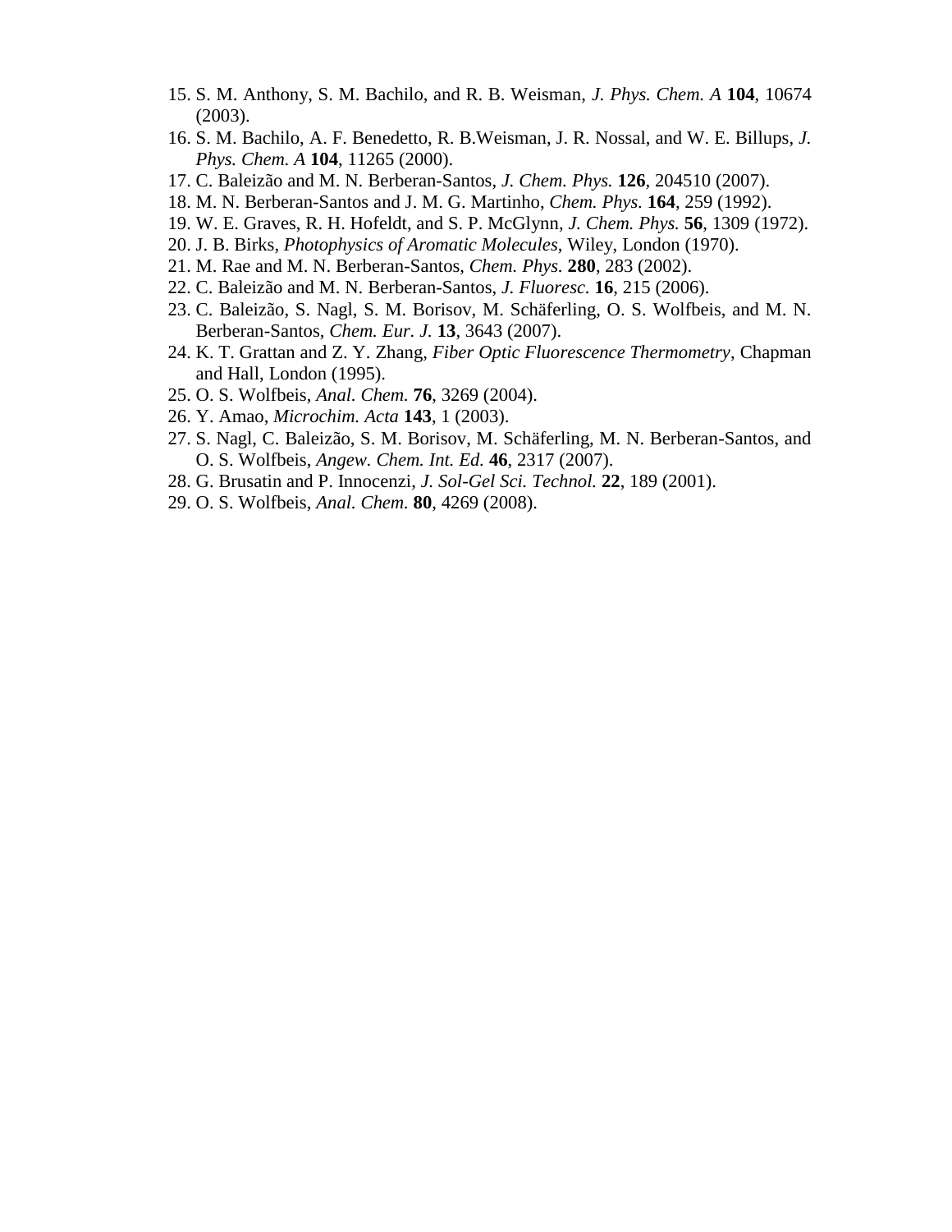15. S. M. Anthony, S. M. Bachilo, and R. B. Weisman, *J. Phys. Chem. A* **104**, 10674 (2003).
16. S. M. Bachilo, A. F. Benedetto, R. B.Weisman, J. R. Nossal, and W. E. Billups, *J. Phys. Chem. A* **104**, 11265 (2000).
17. C. Baleizão and M. N. Berberan-Santos, *J. Chem. Phys.* **126**, 204510 (2007).
18. M. N. Berberan-Santos and J. M. G. Martinho, *Chem. Phys.* **164**, 259 (1992).
19. W. E. Graves, R. H. Hofeldt, and S. P. McGlynn, *J. Chem. Phys.* **56**, 1309 (1972).
20. J. B. Birks, *Photophysics of Aromatic Molecules*, Wiley, London (1970).
21. M. Rae and M. N. Berberan-Santos, *Chem. Phys.* **280**, 283 (2002).
22. C. Baleizão and M. N. Berberan-Santos, *J. Fluoresc.* **16**, 215 (2006).
23. C. Baleizão, S. Nagl, S. M. Borisov, M. Schäferling, O. S. Wolfbeis, and M. N. Berberan-Santos, *Chem. Eur. J.* **13**, 3643 (2007).
24. K. T. Grattan and Z. Y. Zhang, *Fiber Optic Fluorescence Thermometry*, Chapman and Hall, London (1995).
25. O. S. Wolfbeis, *Anal. Chem.* **76**, 3269 (2004).
26. Y. Amao, *Microchim. Acta* **143**, 1 (2003).
27. S. Nagl, C. Baleizão, S. M. Borisov, M. Schäferling, M. N. Berberan-Santos, and O. S. Wolfbeis, *Angew. Chem. Int. Ed.* **46**, 2317 (2007).
28. G. Brusatin and P. Innocenzi, *J. Sol-Gel Sci. Technol.* **22**, 189 (2001).
29. O. S. Wolfbeis, *Anal. Chem.* **80**, 4269 (2008).